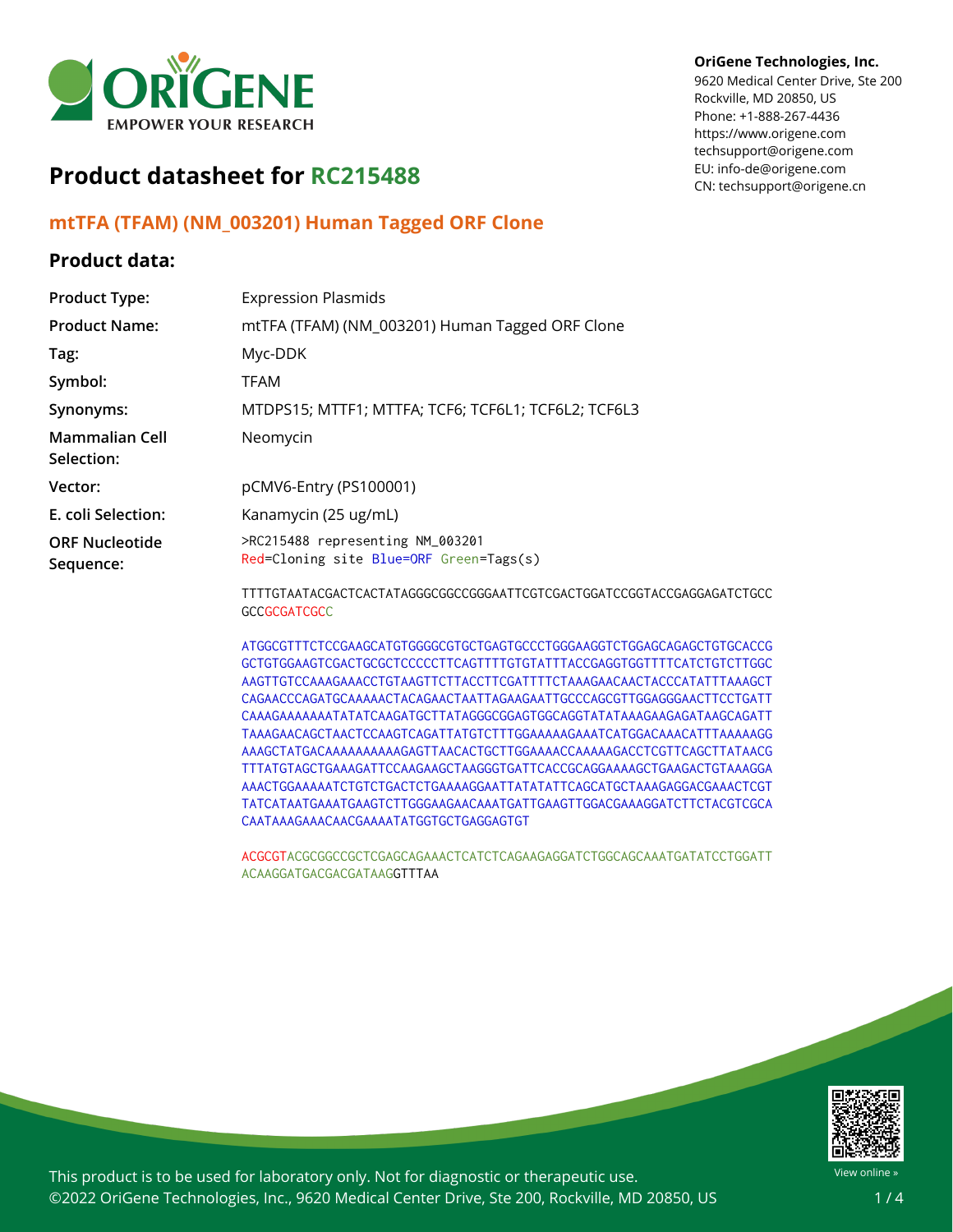**OriGene Technologies, Inc.**
9620 Medical Center Drive, Ste 200
Rockville, MD 20850, US
Phone: +1-888-267-4436
https://www.origene.com
techsupport@origene.com
EU: info-de@origene.com
CN: techsupport@origene.cn

# Product datasheet for RC215488

## mtTFA (TFAM) (NM_003201) Human Tagged ORF Clone

### Product data:

| | |
|---|---|
| **Product Type:** | Expression Plasmids |
| **Product Name:** | mtTFA (TFAM) (NM_003201) Human Tagged ORF Clone |
| **Tag:** | Myc-DDK |
| **Symbol:** | TFAM |
| **Synonyms:** | MTDPS15; MTTF1; MTTFA; TCF6; TCF6L1; TCF6L2; TCF6L3 |
| **Mammalian Cell Selection:** | Neomycin |
| **Vector:** | pCMV6-Entry (PS100001) |
| **E. coli Selection:** | Kanamycin (25 ug/mL) |
| **ORF Nucleotide Sequence:** | >RC215488 representing NM_003201<br>Red=Cloning site Blue=ORF Green=Tags(s) |

```
TTTTGTAATACGACTCACTATAGGGCGGCCGGGAATTCGTCGACTGGATCCGGTACCGAGGAGATCTGCC
GCCGCGATCGCC

ATGGCGTTTCTCCGAAGCATGTGGGGCGTGCTGAGTGCCCTGGGAAGGTCTGGAGCAGAGCTGTGCACCG
GCTGTGGAAGTCGACTGCGCTCCCCCTTCAGTTTTGTGTATTTACCGAGGTGGTTTTCATCTGTCTTGGC
AAGTTGTCCAAAGAAACCTGTAAGTTCTTACCTTCGATTTTCTAAAGAACAACTACCCATATTTAAAGCT
CAGAACCCAGATGCAAAAACTACAGAACTAATTAGAAGAATTGCCCAGCGTTGGAGGGAACTTCCTGATT
CAAAGAAAAAAATATATCAAGATGCTTATAGGGCGGAGTGGCAGGTATATAAAGAAGAGATAAGCAGATT
TAAAGAACAGCTAACTCCAAGTCAGATTATGTCTTTGGAAAAAGAAATCATGGACAAACATTTAAAAAGG
AAAGCTATGACAAAAAAAAAAGAGTTAACACTGCTTGGAAAACCAAAAAGACCTCGTTCAGCTTATAACG
TTTATGTAGCTGAAAGATTCCAAGAAGCTAAGGGTGATTCACCGCAGGAAAAGCTGAAGACTGTAAAGGA
AAACTGGAAAAATCTGTCTGACTCTGAAAAGGAATTATATATTCAGCATGCTAAAGAGGACGAAACTCGT
TATCATAATGAAATGAAGTCTTGGGAAGAACAAATGATTGAAGTTGGACGAAAGGATCTTCTACGTCGCA
CAATAAAGAAACAACGAAAATATGGTGCTGAGGAGTGT

ACGCGTACGCGGCCGCTCGAGCAGAAACTCATCTCAGAAGAGGATCTGGCAGCAAATGATATCCTGGATT
ACAAGGATGACGACGATAAGGTTTAA
```

This product is to be used for laboratory only. Not for diagnostic or therapeutic use.
©2022 OriGene Technologies, Inc., 9620 Medical Center Drive, Ste 200, Rockville, MD 20850, US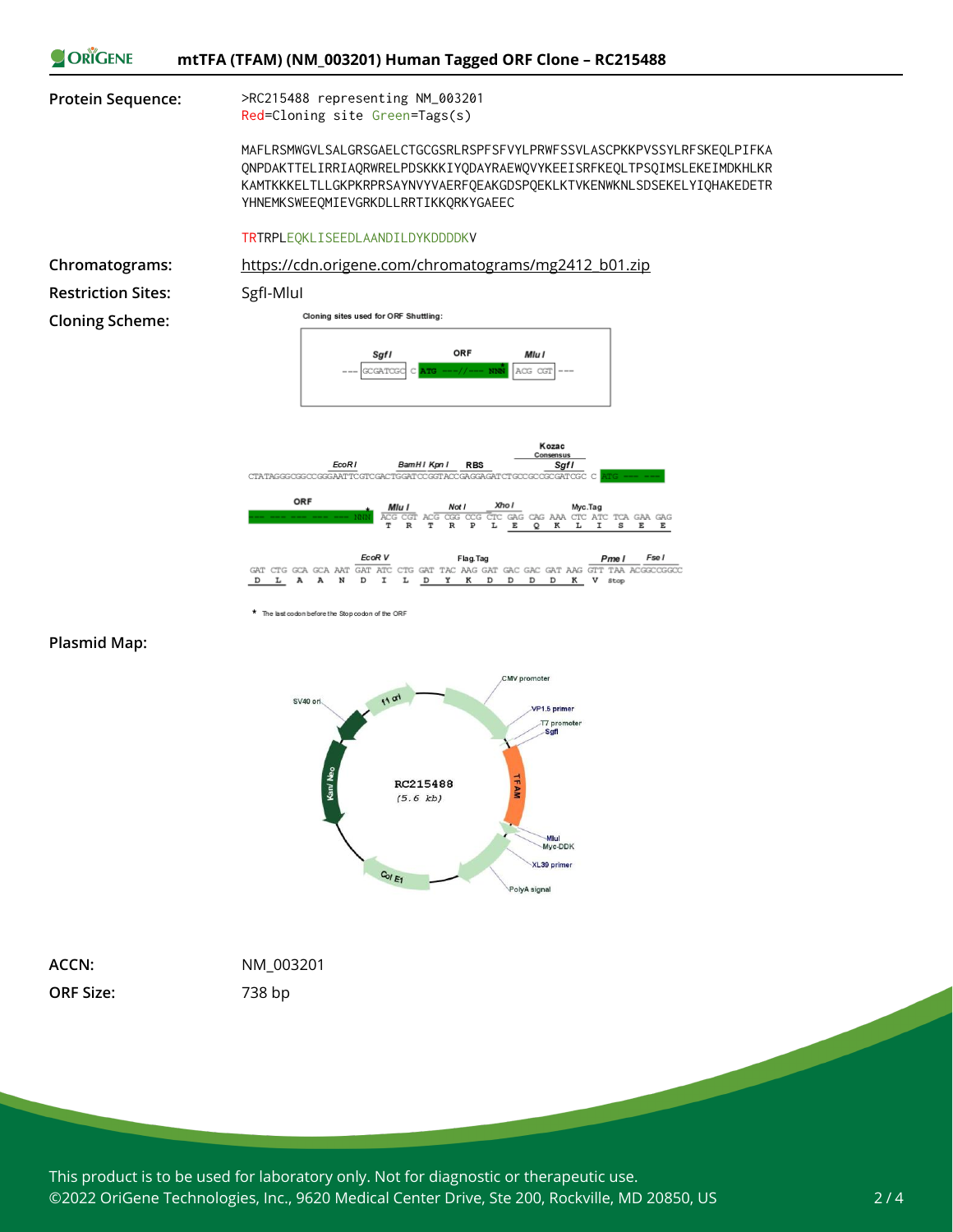## mtTFA (TFAM) (NM_003201) Human Tagged ORF Clone – RC215488

**Protein Sequence:**

```
>RC215488 representing NM_003201
Red=Cloning site Green=Tags(s)

MAFLRSMWGVLSALGRSGAELCTGCGSRLRSPFSFVYLPRWFSSVLASCPKKPVSSYLRFSKEQLPIFKA
QNPDAKTTELIRRIAQRWRELPDSKKKIYQDAYRAEWQVYKEEISRFKEQLTPSQIMSLEKEIMDKHLKR
KAMTKKKELTLLGKPKRPRSAYNVYVAERFQEAKGDSPQEKLKTVKENWKNLSDSEKELYIQHAKEDETR
YHNEMKSWEEQMIEVGRKDLLRRTIKKQRKYGAEEC

TRTRPLEQKLISEEDLAANDILDYKDDDDKV
```

**Chromatograms:** https://cdn.origene.com/chromatograms/mg2412_b01.zip

**Restriction Sites:** SgfI-MluI

**Cloning Scheme:**

Cloning sites used for ORF Shuttling:

SgfI — GCGATCGC C ATG ---//--- NNN — MluI ACG CGT

```
         EcoR I         BamH I Kpn I  RBS       Kozac Consensus SgfI
CTATAGGGCGGCCGGGAATTCGTCGACTGGATCCGGTACCGAGGAGATCTGCCGCCGCGATCGC C ATG --- ---

ORF           MluI    Not I   Xho I        Myc.Tag
--- --- NNN  ACG CGT ACG CGG CCG CTC GAG CAG AAA CTC ATC TCA GAA GAG
              T   R   T   R   P   L   E   Q   K   L   I   S   E   E

                    EcoR V       Flag.Tag                     Pme I   Fse I
GAT CTG GCA GCA AAT GAT ATC CTG GAT TAC AAG GAT GAC GAC GAT AAG GTT TAA ACGGCCGGCC
 D   L   A   A   N   D   I   L   D   Y   K   D   D   D   D   K   V  stop
```

* The last codon before the Stop codon of the ORF

**Plasmid Map:**

RC215488 (5.6 kb) — CMV promoter, VP1.5 primer, T7 promoter, SgfI, TFAM, MluI, Myc-DDK, XL39 primer, PolyA signal, Col E1, Kan/ Neo, SV40 ori, f1 ori

**ACCN:** NM_003201

**ORF Size:** 738 bp

This product is to be used for laboratory only. Not for diagnostic or therapeutic use.
©2022 OriGene Technologies, Inc., 9620 Medical Center Drive, Ste 200, Rockville, MD 20850, US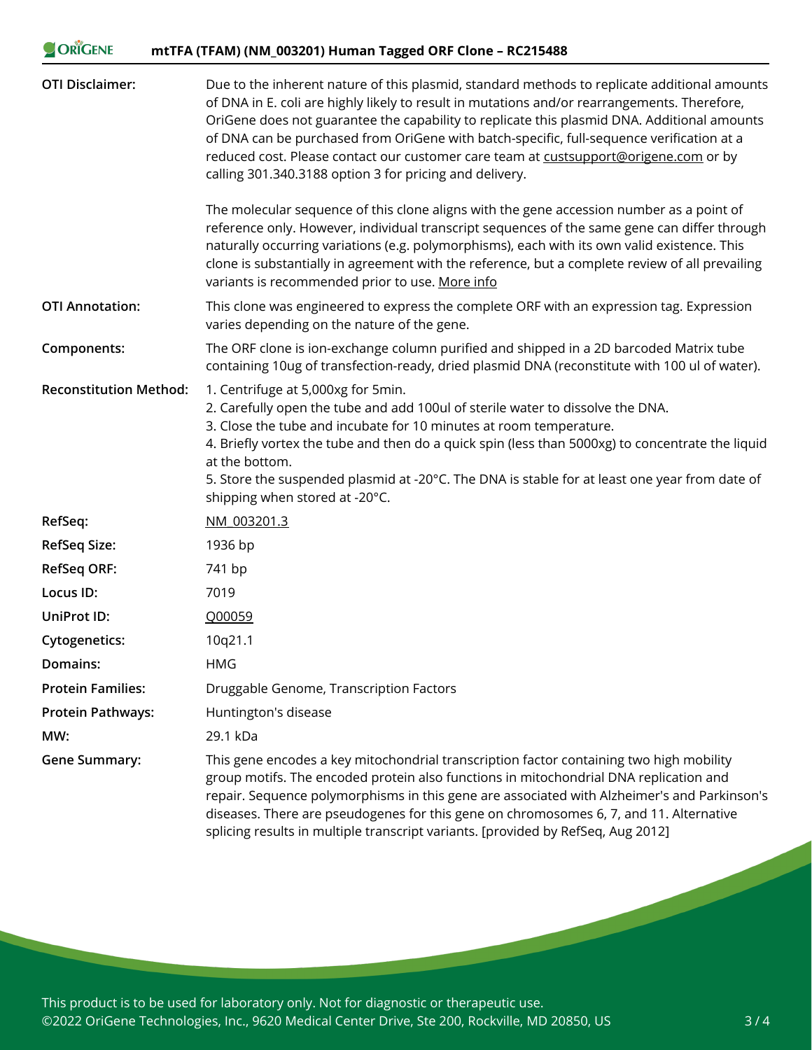| | |
|---|---|
| **OTI Disclaimer:** | Due to the inherent nature of this plasmid, standard methods to replicate additional amounts of DNA in E. coli are highly likely to result in mutations and/or rearrangements. Therefore, OriGene does not guarantee the capability to replicate this plasmid DNA. Additional amounts of DNA can be purchased from OriGene with batch-specific, full-sequence verification at a reduced cost. Please contact our customer care team at custsupport@origene.com or by calling 301.340.3188 option 3 for pricing and delivery.<br><br>The molecular sequence of this clone aligns with the gene accession number as a point of reference only. However, individual transcript sequences of the same gene can differ through naturally occurring variations (e.g. polymorphisms), each with its own valid existence. This clone is substantially in agreement with the reference, but a complete review of all prevailing variants is recommended prior to use. More info |
| **OTI Annotation:** | This clone was engineered to express the complete ORF with an expression tag. Expression varies depending on the nature of the gene. |
| **Components:** | The ORF clone is ion-exchange column purified and shipped in a 2D barcoded Matrix tube containing 10ug of transfection-ready, dried plasmid DNA (reconstitute with 100 ul of water). |
| **Reconstitution Method:** | 1. Centrifuge at 5,000xg for 5min.<br>2. Carefully open the tube and add 100ul of sterile water to dissolve the DNA.<br>3. Close the tube and incubate for 10 minutes at room temperature.<br>4. Briefly vortex the tube and then do a quick spin (less than 5000xg) to concentrate the liquid at the bottom.<br>5. Store the suspended plasmid at -20°C. The DNA is stable for at least one year from date of shipping when stored at -20°C. |
| **RefSeq:** | NM_003201.3 |
| **RefSeq Size:** | 1936 bp |
| **RefSeq ORF:** | 741 bp |
| **Locus ID:** | 7019 |
| **UniProt ID:** | Q00059 |
| **Cytogenetics:** | 10q21.1 |
| **Domains:** | HMG |
| **Protein Families:** | Druggable Genome, Transcription Factors |
| **Protein Pathways:** | Huntington's disease |
| **MW:** | 29.1 kDa |
| **Gene Summary:** | This gene encodes a key mitochondrial transcription factor containing two high mobility group motifs. The encoded protein also functions in mitochondrial DNA replication and repair. Sequence polymorphisms in this gene are associated with Alzheimer's and Parkinson's diseases. There are pseudogenes for this gene on chromosomes 6, 7, and 11. Alternative splicing results in multiple transcript variants. [provided by RefSeq, Aug 2012] |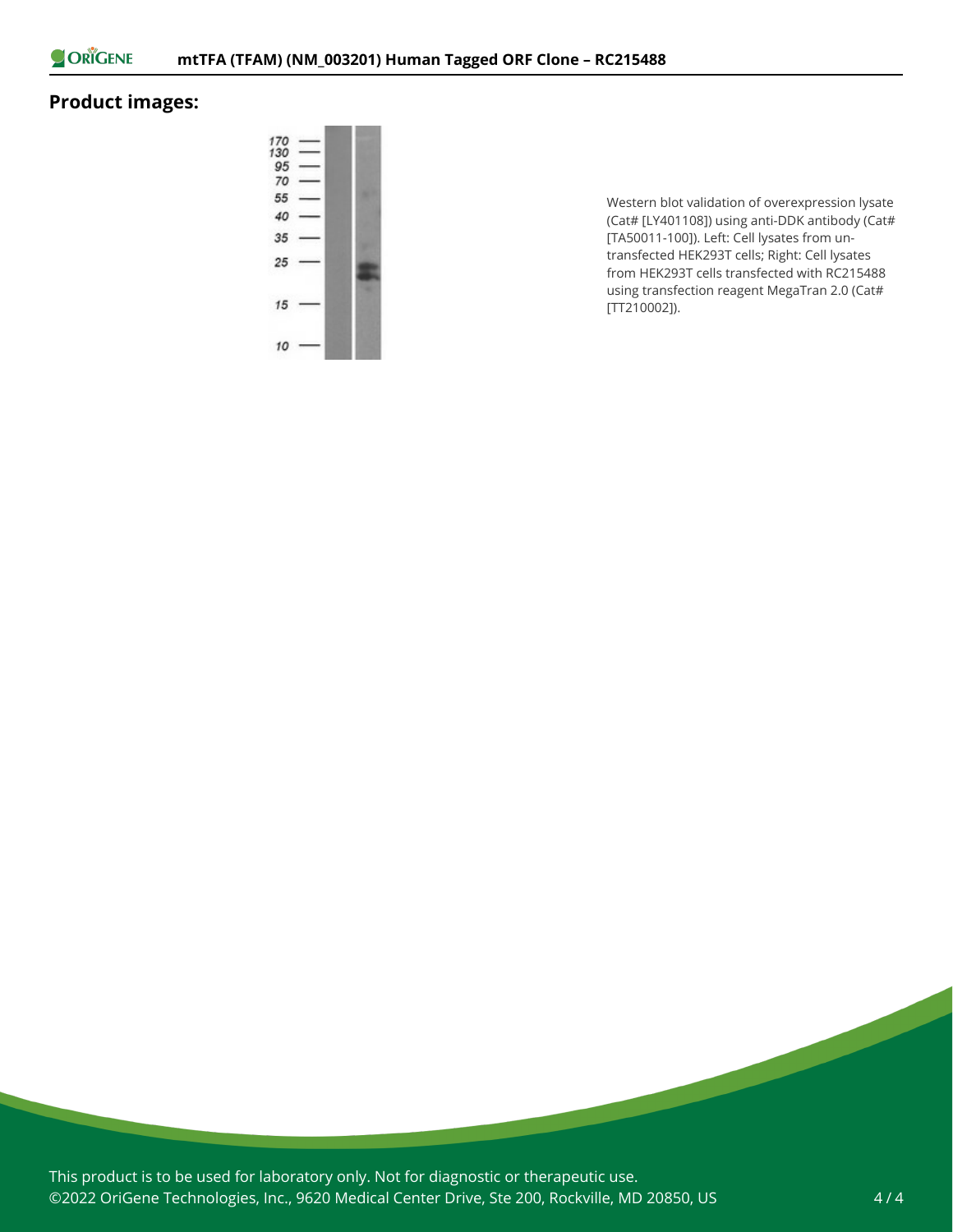## Product images:

170
130
95
70
55
40
35
25
15
10

Western blot validation of overexpression lysate (Cat# [LY401108]) using anti-DDK antibody (Cat# [TA50011-100]). Left: Cell lysates from un-transfected HEK293T cells; Right: Cell lysates from HEK293T cells transfected with RC215488 using transfection reagent MegaTran 2.0 (Cat# [TT210002]).

This product is to be used for laboratory only. Not for diagnostic or therapeutic use.
©2022 OriGene Technologies, Inc., 9620 Medical Center Drive, Ste 200, Rockville, MD 20850, US